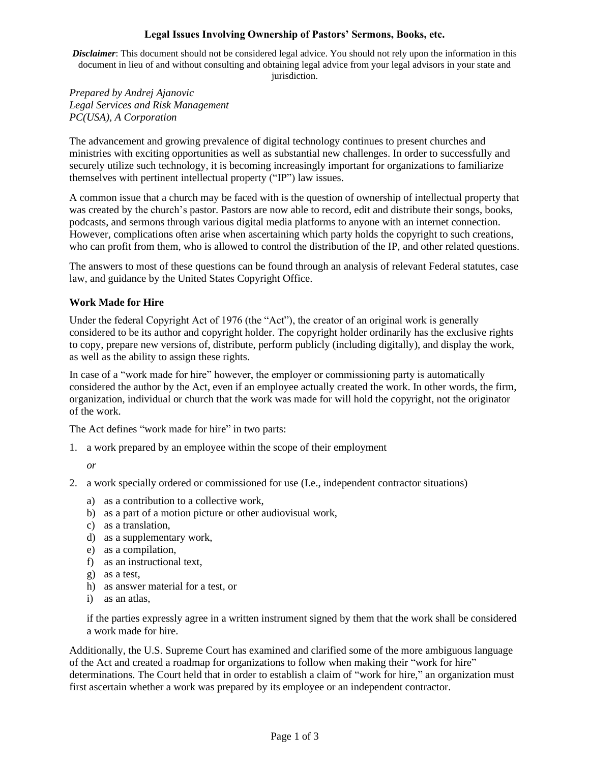# Legal Issues Involving Ownership of Pastors' Sermons, Books, etc.

***Disclaimer***: This document should not be considered legal advice. You should not rely upon the information in this document in lieu of and without consulting and obtaining legal advice from your legal advisors in your state and jurisdiction.

*Prepared by Andrej Ajanovic*
*Legal Services and Risk Management*
*PC(USA), A Corporation*

The advancement and growing prevalence of digital technology continues to present churches and ministries with exciting opportunities as well as substantial new challenges. In order to successfully and securely utilize such technology, it is becoming increasingly important for organizations to familiarize themselves with pertinent intellectual property ("IP") law issues.

A common issue that a church may be faced with is the question of ownership of intellectual property that was created by the church's pastor. Pastors are now able to record, edit and distribute their songs, books, podcasts, and sermons through various digital media platforms to anyone with an internet connection. However, complications often arise when ascertaining which party holds the copyright to such creations, who can profit from them, who is allowed to control the distribution of the IP, and other related questions.

The answers to most of these questions can be found through an analysis of relevant Federal statutes, case law, and guidance by the United States Copyright Office.

## Work Made for Hire

Under the federal Copyright Act of 1976 (the "Act"), the creator of an original work is generally considered to be its author and copyright holder. The copyright holder ordinarily has the exclusive rights to copy, prepare new versions of, distribute, perform publicly (including digitally), and display the work, as well as the ability to assign these rights.

In case of a "work made for hire" however, the employer or commissioning party is automatically considered the author by the Act, even if an employee actually created the work. In other words, the firm, organization, individual or church that the work was made for will hold the copyright, not the originator of the work.

The Act defines "work made for hire" in two parts:

1. a work prepared by an employee within the scope of their employment

   *or*

2. a work specially ordered or commissioned for use (I.e., independent contractor situations)

   a) as a contribution to a collective work,
   b) as a part of a motion picture or other audiovisual work,
   c) as a translation,
   d) as a supplementary work,
   e) as a compilation,
   f) as an instructional text,
   g) as a test,
   h) as answer material for a test, or
   i) as an atlas,

   if the parties expressly agree in a written instrument signed by them that the work shall be considered a work made for hire.

Additionally, the U.S. Supreme Court has examined and clarified some of the more ambiguous language of the Act and created a roadmap for organizations to follow when making their "work for hire" determinations. The Court held that in order to establish a claim of "work for hire," an organization must first ascertain whether a work was prepared by its employee or an independent contractor.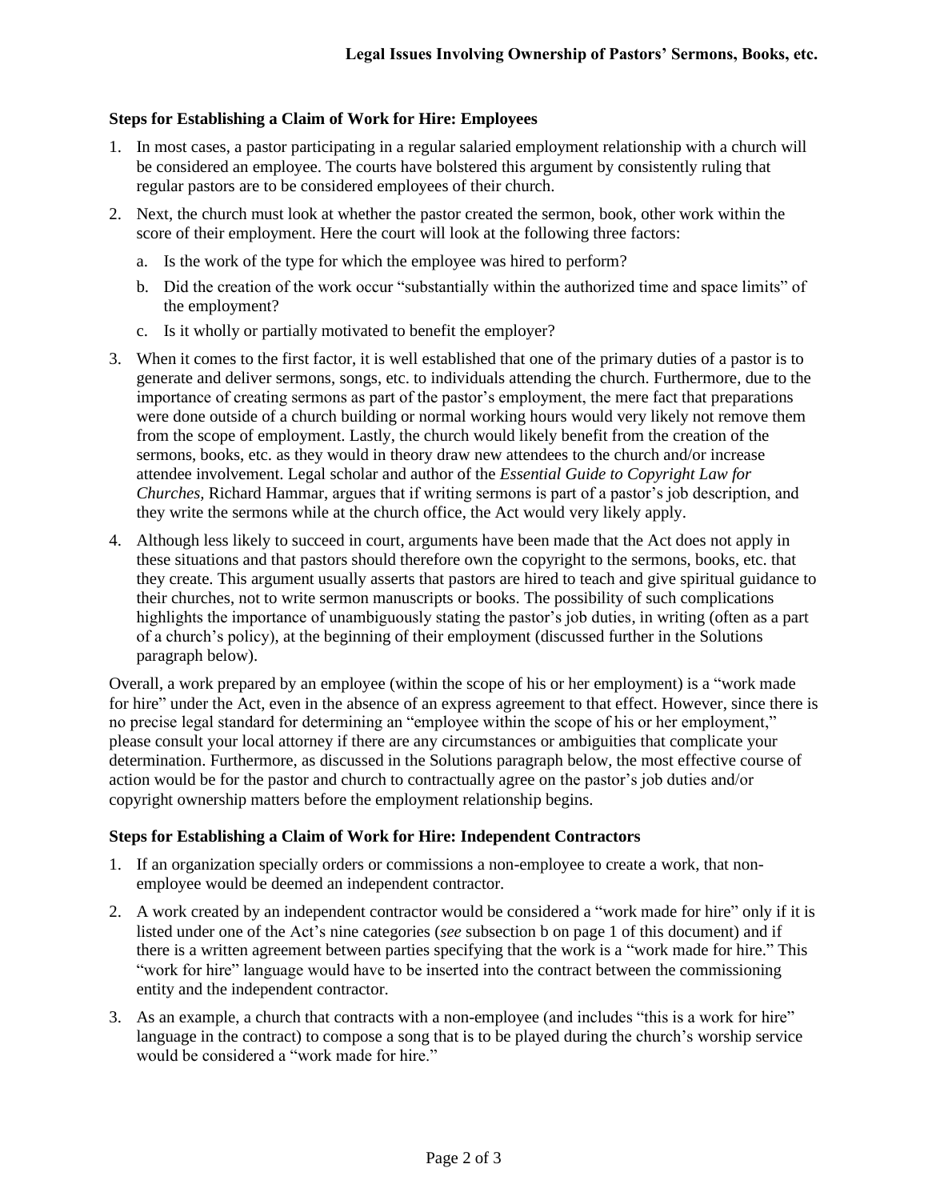### Steps for Establishing a Claim of Work for Hire: Employees

1. In most cases, a pastor participating in a regular salaried employment relationship with a church will be considered an employee. The courts have bolstered this argument by consistently ruling that regular pastors are to be considered employees of their church.
2. Next, the church must look at whether the pastor created the sermon, book, other work within the score of their employment. Here the court will look at the following three factors:
   a. Is the work of the type for which the employee was hired to perform?
   b. Did the creation of the work occur "substantially within the authorized time and space limits" of the employment?
   c. Is it wholly or partially motivated to benefit the employer?
3. When it comes to the first factor, it is well established that one of the primary duties of a pastor is to generate and deliver sermons, songs, etc. to individuals attending the church. Furthermore, due to the importance of creating sermons as part of the pastor's employment, the mere fact that preparations were done outside of a church building or normal working hours would very likely not remove them from the scope of employment. Lastly, the church would likely benefit from the creation of the sermons, books, etc. as they would in theory draw new attendees to the church and/or increase attendee involvement. Legal scholar and author of the *Essential Guide to Copyright Law for Churches,* Richard Hammar, argues that if writing sermons is part of a pastor's job description, and they write the sermons while at the church office, the Act would very likely apply.
4. Although less likely to succeed in court, arguments have been made that the Act does not apply in these situations and that pastors should therefore own the copyright to the sermons, books, etc. that they create. This argument usually asserts that pastors are hired to teach and give spiritual guidance to their churches, not to write sermon manuscripts or books. The possibility of such complications highlights the importance of unambiguously stating the pastor's job duties, in writing (often as a part of a church's policy), at the beginning of their employment (discussed further in the Solutions paragraph below).

Overall, a work prepared by an employee (within the scope of his or her employment) is a "work made for hire" under the Act, even in the absence of an express agreement to that effect. However, since there is no precise legal standard for determining an "employee within the scope of his or her employment," please consult your local attorney if there are any circumstances or ambiguities that complicate your determination. Furthermore, as discussed in the Solutions paragraph below, the most effective course of action would be for the pastor and church to contractually agree on the pastor's job duties and/or copyright ownership matters before the employment relationship begins.

### Steps for Establishing a Claim of Work for Hire: Independent Contractors

1. If an organization specially orders or commissions a non-employee to create a work, that non-employee would be deemed an independent contractor.
2. A work created by an independent contractor would be considered a "work made for hire" only if it is listed under one of the Act's nine categories (*see* subsection b on page 1 of this document) and if there is a written agreement between parties specifying that the work is a "work made for hire." This "work for hire" language would have to be inserted into the contract between the commissioning entity and the independent contractor.
3. As an example, a church that contracts with a non-employee (and includes "this is a work for hire" language in the contract) to compose a song that is to be played during the church's worship service would be considered a "work made for hire."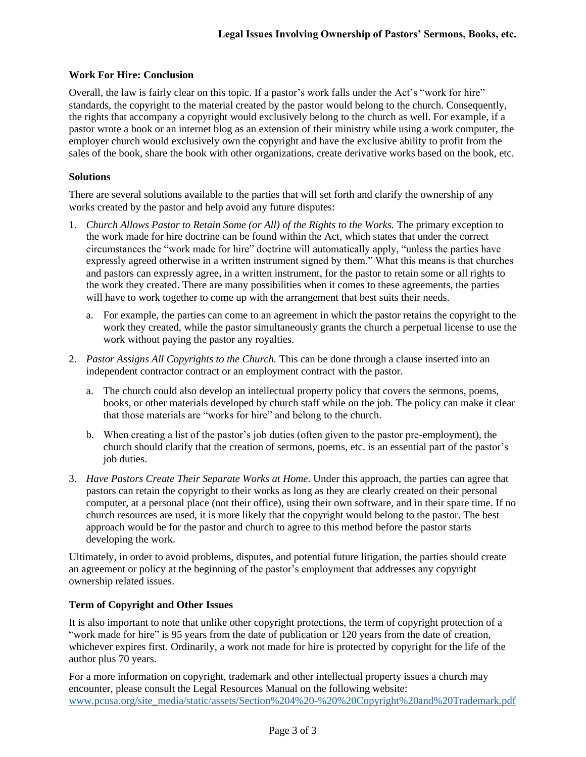### Work For Hire: Conclusion

Overall, the law is fairly clear on this topic. If a pastor's work falls under the Act's "work for hire" standards, the copyright to the material created by the pastor would belong to the church. Consequently, the rights that accompany a copyright would exclusively belong to the church as well. For example, if a pastor wrote a book or an internet blog as an extension of their ministry while using a work computer, the employer church would exclusively own the copyright and have the exclusive ability to profit from the sales of the book, share the book with other organizations, create derivative works based on the book, etc.

### Solutions

There are several solutions available to the parties that will set forth and clarify the ownership of any works created by the pastor and help avoid any future disputes:

1. *Church Allows Pastor to Retain Some (or All) of the Rights to the Works.* The primary exception to the work made for hire doctrine can be found within the Act, which states that under the correct circumstances the "work made for hire" doctrine will automatically apply, "unless the parties have expressly agreed otherwise in a written instrument signed by them." What this means is that churches and pastors can expressly agree, in a written instrument, for the pastor to retain some or all rights to the work they created. There are many possibilities when it comes to these agreements, the parties will have to work together to come up with the arrangement that best suits their needs.
   a. For example, the parties can come to an agreement in which the pastor retains the copyright to the work they created, while the pastor simultaneously grants the church a perpetual license to use the work without paying the pastor any royalties.
2. *Pastor Assigns All Copyrights to the Church.* This can be done through a clause inserted into an independent contractor contract or an employment contract with the pastor.
   a. The church could also develop an intellectual property policy that covers the sermons, poems, books, or other materials developed by church staff while on the job. The policy can make it clear that those materials are "works for hire" and belong to the church.
   b. When creating a list of the pastor's job duties (often given to the pastor pre-employment), the church should clarify that the creation of sermons, poems, etc. is an essential part of the pastor's job duties.
3. *Have Pastors Create Their Separate Works at Home*. Under this approach, the parties can agree that pastors can retain the copyright to their works as long as they are clearly created on their personal computer, at a personal place (not their office), using their own software, and in their spare time. If no church resources are used, it is more likely that the copyright would belong to the pastor. The best approach would be for the pastor and church to agree to this method before the pastor starts developing the work.

Ultimately, in order to avoid problems, disputes, and potential future litigation, the parties should create an agreement or policy at the beginning of the pastor's employment that addresses any copyright ownership related issues.

### Term of Copyright and Other Issues

It is also important to note that unlike other copyright protections, the term of copyright protection of a "work made for hire" is 95 years from the date of publication or 120 years from the date of creation, whichever expires first. Ordinarily, a work not made for hire is protected by copyright for the life of the author plus 70 years.

For a more information on copyright, trademark and other intellectual property issues a church may encounter, please consult the Legal Resources Manual on the following website: www.pcusa.org/site_media/static/assets/Section%204%20-%20%20Copyright%20and%20Trademark.pdf